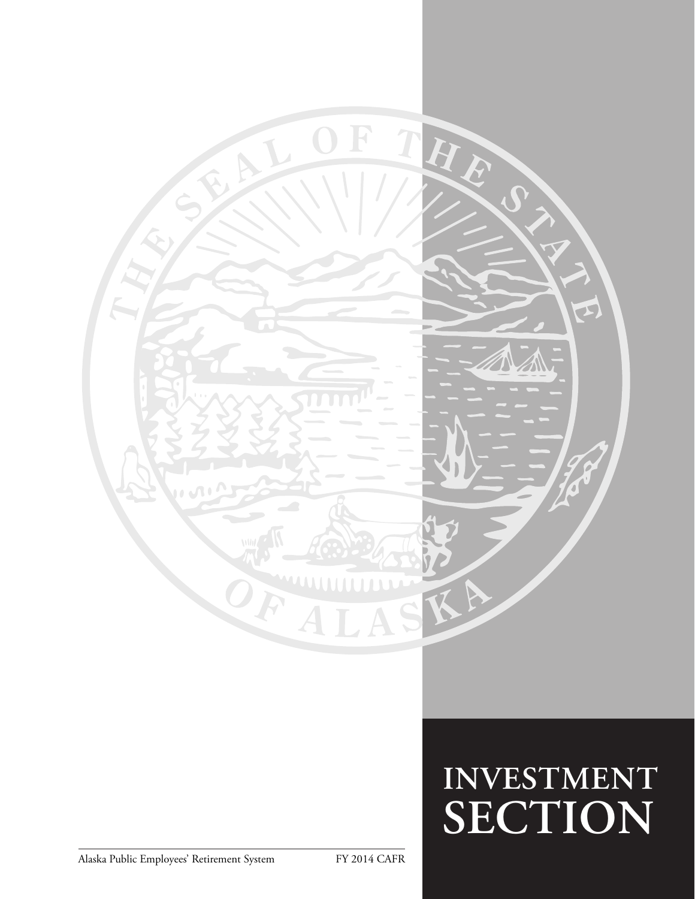# INVESTMENT SECTION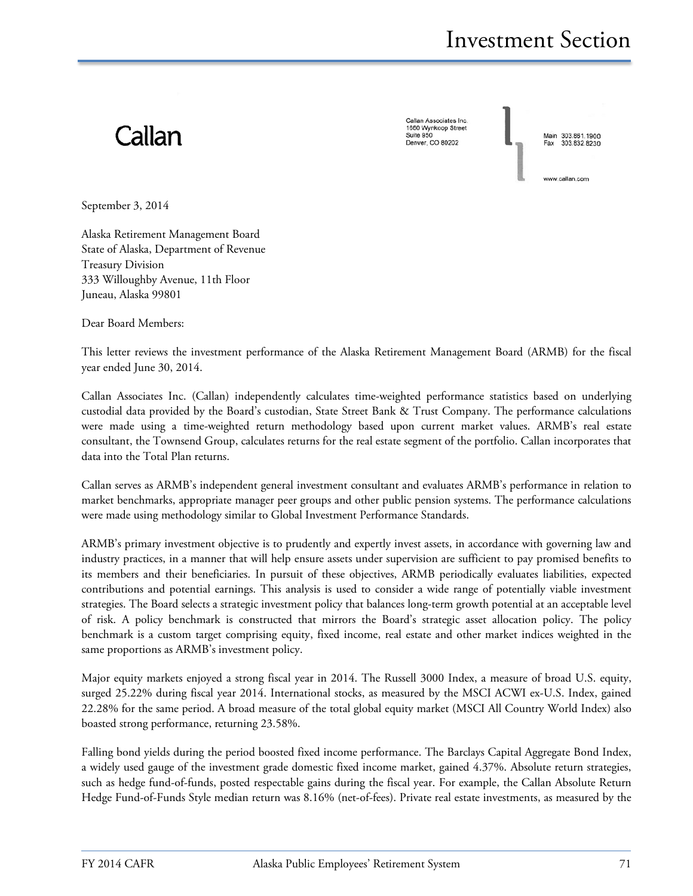Callan

Callan Associates Inc.
1660 Wynkoop Street
Suite 950
Denver, CO 80202

Main 303.861.1900
Fax 303.832.8230

www.callan.com

September 3, 2014

Alaska Retirement Management Board
State of Alaska, Department of Revenue
Treasury Division
333 Willoughby Avenue, 11th Floor
Juneau, Alaska 99801

Dear Board Members:

This letter reviews the investment performance of the Alaska Retirement Management Board (ARMB) for the fiscal year ended June 30, 2014.

Callan Associates Inc. (Callan) independently calculates time-weighted performance statistics based on underlying custodial data provided by the Board's custodian, State Street Bank & Trust Company. The performance calculations were made using a time-weighted return methodology based upon current market values. ARMB's real estate consultant, the Townsend Group, calculates returns for the real estate segment of the portfolio. Callan incorporates that data into the Total Plan returns.

Callan serves as ARMB's independent general investment consultant and evaluates ARMB's performance in relation to market benchmarks, appropriate manager peer groups and other public pension systems. The performance calculations were made using methodology similar to Global Investment Performance Standards.

ARMB's primary investment objective is to prudently and expertly invest assets, in accordance with governing law and industry practices, in a manner that will help ensure assets under supervision are sufficient to pay promised benefits to its members and their beneficiaries. In pursuit of these objectives, ARMB periodically evaluates liabilities, expected contributions and potential earnings. This analysis is used to consider a wide range of potentially viable investment strategies. The Board selects a strategic investment policy that balances long-term growth potential at an acceptable level of risk. A policy benchmark is constructed that mirrors the Board's strategic asset allocation policy. The policy benchmark is a custom target comprising equity, fixed income, real estate and other market indices weighted in the same proportions as ARMB's investment policy.

Major equity markets enjoyed a strong fiscal year in 2014. The Russell 3000 Index, a measure of broad U.S. equity, surged 25.22% during fiscal year 2014. International stocks, as measured by the MSCI ACWI ex-U.S. Index, gained 22.28% for the same period. A broad measure of the total global equity market (MSCI All Country World Index) also boasted strong performance, returning 23.58%.

Falling bond yields during the period boosted fixed income performance. The Barclays Capital Aggregate Bond Index, a widely used gauge of the investment grade domestic fixed income market, gained 4.37%. Absolute return strategies, such as hedge fund-of-funds, posted respectable gains during the fiscal year. For example, the Callan Absolute Return Hedge Fund-of-Funds Style median return was 8.16% (net-of-fees). Private real estate investments, as measured by the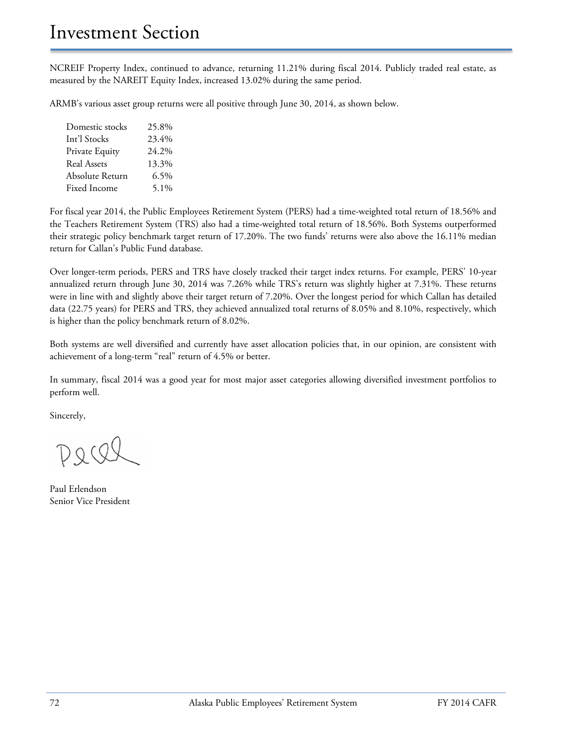# Investment Section

NCREIF Property Index, continued to advance, returning 11.21% during fiscal 2014. Publicly traded real estate, as measured by the NAREIT Equity Index, increased 13.02% during the same period.

ARMB's various asset group returns were all positive through June 30, 2014, as shown below.

| | |
|---|---|
| Domestic stocks | 25.8% |
| Int'l Stocks | 23.4% |
| Private Equity | 24.2% |
| Real Assets | 13.3% |
| Absolute Return | 6.5% |
| Fixed Income | 5.1% |

For fiscal year 2014, the Public Employees Retirement System (PERS) had a time-weighted total return of 18.56% and the Teachers Retirement System (TRS) also had a time-weighted total return of 18.56%. Both Systems outperformed their strategic policy benchmark target return of 17.20%. The two funds' returns were also above the 16.11% median return for Callan's Public Fund database.

Over longer-term periods, PERS and TRS have closely tracked their target index returns. For example, PERS' 10-year annualized return through June 30, 2014 was 7.26% while TRS's return was slightly higher at 7.31%. These returns were in line with and slightly above their target return of 7.20%. Over the longest period for which Callan has detailed data (22.75 years) for PERS and TRS, they achieved annualized total returns of 8.05% and 8.10%, respectively, which is higher than the policy benchmark return of 8.02%.

Both systems are well diversified and currently have asset allocation policies that, in our opinion, are consistent with achievement of a long-term "real" return of 4.5% or better.

In summary, fiscal 2014 was a good year for most major asset categories allowing diversified investment portfolios to perform well.

Sincerely,

Paul Erlendson
Senior Vice President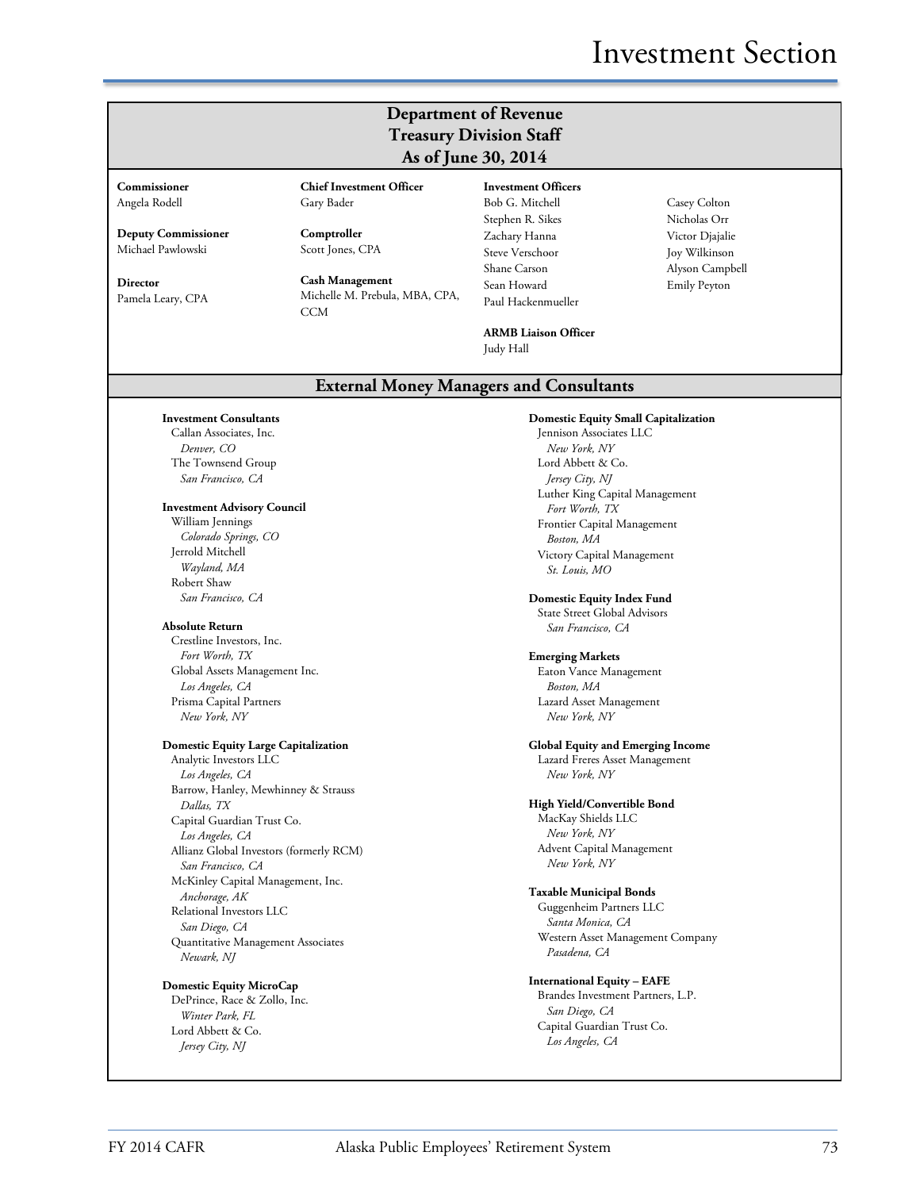# Investment Section

## Department of Revenue
## Treasury Division Staff
## As of June 30, 2014

**Commissioner**
Angela Rodell

**Deputy Commissioner**
Michael Pawlowski

**Director**
Pamela Leary, CPA

**Chief Investment Officer**
Gary Bader

**Comptroller**
Scott Jones, CPA

**Cash Management**
Michelle M. Prebula, MBA, CPA, CCM

**Investment Officers**
Bob G. Mitchell
Stephen R. Sikes
Zachary Hanna
Steve Verschoor
Shane Carson
Sean Howard
Paul Hackenmueller
Casey Colton
Nicholas Orr
Victor Djajalie
Joy Wilkinson
Alyson Campbell
Emily Peyton

**ARMB Liaison Officer**
Judy Hall

## External Money Managers and Consultants

**Investment Consultants**
Callan Associates, Inc.
*Denver, CO*
The Townsend Group
*San Francisco, CA*

**Investment Advisory Council**
William Jennings
*Colorado Springs, CO*
Jerrold Mitchell
*Wayland, MA*
Robert Shaw
*San Francisco, CA*

**Absolute Return**
Crestline Investors, Inc.
*Fort Worth, TX*
Global Assets Management Inc.
*Los Angeles, CA*
Prisma Capital Partners
*New York, NY*

**Domestic Equity Large Capitalization**
Analytic Investors LLC
*Los Angeles, CA*
Barrow, Hanley, Mewhinney & Strauss
*Dallas, TX*
Capital Guardian Trust Co.
*Los Angeles, CA*
Allianz Global Investors (formerly RCM)
*San Francisco, CA*
McKinley Capital Management, Inc.
*Anchorage, AK*
Relational Investors LLC
*San Diego, CA*
Quantitative Management Associates
*Newark, NJ*

**Domestic Equity MicroCap**
DePrince, Race & Zollo, Inc.
*Winter Park, FL*
Lord Abbett & Co.
*Jersey City, NJ*

**Domestic Equity Small Capitalization**
Jennison Associates LLC
*New York, NY*
Lord Abbett & Co.
*Jersey City, NJ*
Luther King Capital Management
*Fort Worth, TX*
Frontier Capital Management
*Boston, MA*
Victory Capital Management
*St. Louis, MO*

**Domestic Equity Index Fund**
State Street Global Advisors
*San Francisco, CA*

**Emerging Markets**
Eaton Vance Management
*Boston, MA*
Lazard Asset Management
*New York, NY*

**Global Equity and Emerging Income**
Lazard Freres Asset Management
*New York, NY*

**High Yield/Convertible Bond**
MacKay Shields LLC
*New York, NY*
Advent Capital Management
*New York, NY*

**Taxable Municipal Bonds**
Guggenheim Partners LLC
*Santa Monica, CA*
Western Asset Management Company
*Pasadena, CA*

**International Equity – EAFE**
Brandes Investment Partners, L.P.
*San Diego, CA*
Capital Guardian Trust Co.
*Los Angeles, CA*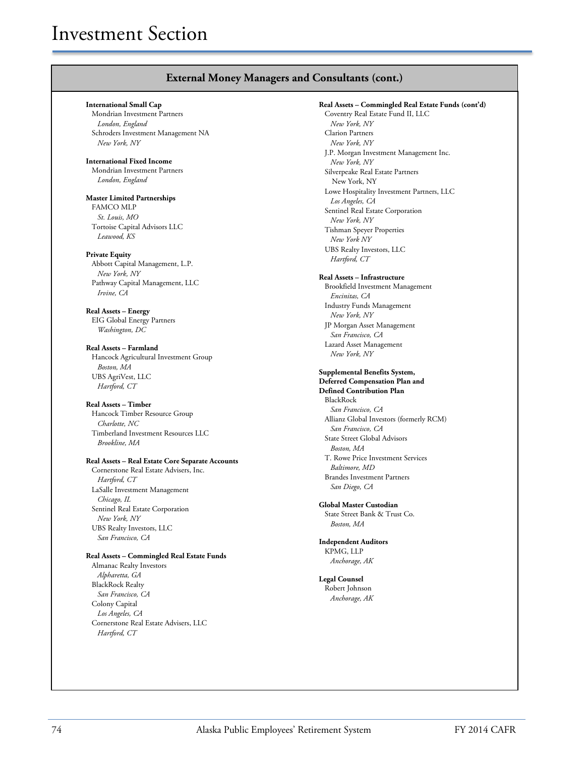# Investment Section

## External Money Managers and Consultants (cont.)

**International Small Cap**
Mondrian Investment Partners
*London, England*
Schroders Investment Management NA
*New York, NY*

**International Fixed Income**
Mondrian Investment Partners
*London, England*

**Master Limited Partnerships**
FAMCO MLP
*St. Louis, MO*
Tortoise Capital Advisors LLC
*Leawood, KS*

**Private Equity**
Abbott Capital Management, L.P.
*New York, NY*
Pathway Capital Management, LLC
*Irvine, CA*

**Real Assets – Energy**
EIG Global Energy Partners
*Washington, DC*

**Real Assets – Farmland**
Hancock Agricultural Investment Group
*Boston, MA*
UBS AgriVest, LLC
*Hartford, CT*

**Real Assets – Timber**
Hancock Timber Resource Group
*Charlotte, NC*
Timberland Investment Resources LLC
*Brookline, MA*

**Real Assets – Real Estate Core Separate Accounts**
Cornerstone Real Estate Advisers, Inc.
*Hartford, CT*
LaSalle Investment Management
*Chicago, IL*
Sentinel Real Estate Corporation
*New York, NY*
UBS Realty Investors, LLC
*San Francisco, CA*

**Real Assets – Commingled Real Estate Funds**
Almanac Realty Investors
*Alpharetta, GA*
BlackRock Realty
*San Francisco, CA*
Colony Capital
*Los Angeles, CA*
Cornerstone Real Estate Advisers, LLC
*Hartford, CT*

**Real Assets – Commingled Real Estate Funds (cont'd)**
Coventry Real Estate Fund II, LLC
*New York, NY*
Clarion Partners
*New York, NY*
J.P. Morgan Investment Management Inc.
*New York, NY*
Silverpeake Real Estate Partners
New York, NY
Lowe Hospitality Investment Partners, LLC
*Los Angeles, CA*
Sentinel Real Estate Corporation
*New York, NY*
Tishman Speyer Properties
*New York NY*
UBS Realty Investors, LLC
*Hartford, CT*

**Real Assets – Infrastructure**
Brookfield Investment Management
*Encinitas, CA*
Industry Funds Management
*New York, NY*
JP Morgan Asset Management
*San Francisco, CA*
Lazard Asset Management
*New York, NY*

**Supplemental Benefits System, Deferred Compensation Plan and Defined Contribution Plan**
BlackRock
*San Francisco, CA*
Allianz Global Investors (formerly RCM)
*San Francisco, CA*
State Street Global Advisors
*Boston, MA*
T. Rowe Price Investment Services
*Baltimore, MD*
Brandes Investment Partners
*San Diego, CA*

**Global Master Custodian**
State Street Bank & Trust Co.
*Boston, MA*

**Independent Auditors**
KPMG, LLP
*Anchorage, AK*

**Legal Counsel**
Robert Johnson
*Anchorage, AK*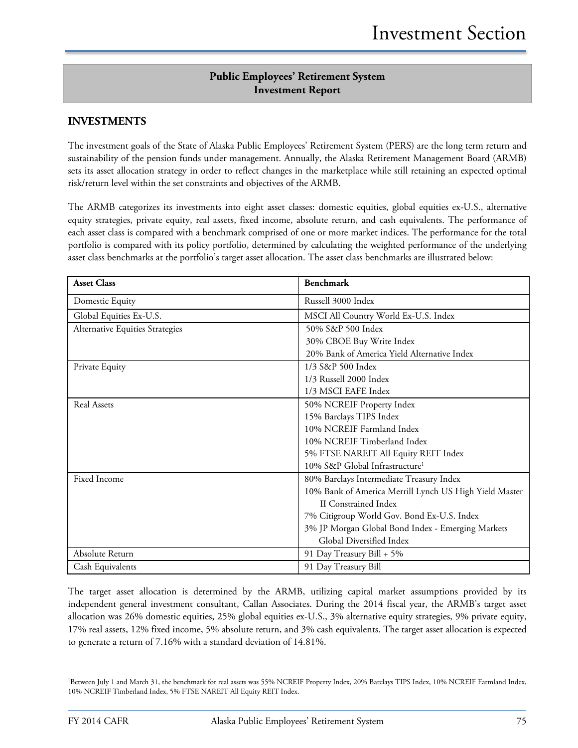## Public Employees' Retirement System Investment Report

## INVESTMENTS

The investment goals of the State of Alaska Public Employees' Retirement System (PERS) are the long term return and sustainability of the pension funds under management. Annually, the Alaska Retirement Management Board (ARMB) sets its asset allocation strategy in order to reflect changes in the marketplace while still retaining an expected optimal risk/return level within the set constraints and objectives of the ARMB.

The ARMB categorizes its investments into eight asset classes: domestic equities, global equities ex-U.S., alternative equity strategies, private equity, real assets, fixed income, absolute return, and cash equivalents. The performance of each asset class is compared with a benchmark comprised of one or more market indices. The performance for the total portfolio is compared with its policy portfolio, determined by calculating the weighted performance of the underlying asset class benchmarks at the portfolio's target asset allocation. The asset class benchmarks are illustrated below:

| Asset Class | Benchmark |
|---|---|
| Domestic Equity | Russell 3000 Index |
| Global Equities Ex-U.S. | MSCI All Country World Ex-U.S. Index |
| Alternative Equities Strategies | 50% S&P 500 Index<br>30% CBOE Buy Write Index<br>20% Bank of America Yield Alternative Index |
| Private Equity | 1/3 S&P 500 Index<br>1/3 Russell 2000 Index<br>1/3 MSCI EAFE Index |
| Real Assets | 50% NCREIF Property Index<br>15% Barclays TIPS Index<br>10% NCREIF Farmland Index<br>10% NCREIF Timberland Index<br>5% FTSE NAREIT All Equity REIT Index<br>10% S&P Global Infrastructure[1] |
| Fixed Income | 80% Barclays Intermediate Treasury Index<br>10% Bank of America Merrill Lynch US High Yield Master II Constrained Index<br>7% Citigroup World Gov. Bond Ex-U.S. Index<br>3% JP Morgan Global Bond Index - Emerging Markets Global Diversified Index |
| Absolute Return | 91 Day Treasury Bill + 5% |
| Cash Equivalents | 91 Day Treasury Bill |

The target asset allocation is determined by the ARMB, utilizing capital market assumptions provided by its independent general investment consultant, Callan Associates. During the 2014 fiscal year, the ARMB's target asset allocation was 26% domestic equities, 25% global equities ex-U.S., 3% alternative equity strategies, 9% private equity, 17% real assets, 12% fixed income, 5% absolute return, and 3% cash equivalents. The target asset allocation is expected to generate a return of 7.16% with a standard deviation of 14.81%.

[1]Between July 1 and March 31, the benchmark for real assets was 55% NCREIF Property Index, 20% Barclays TIPS Index, 10% NCREIF Farmland Index, 10% NCREIF Timberland Index, 5% FTSE NAREIT All Equity REIT Index.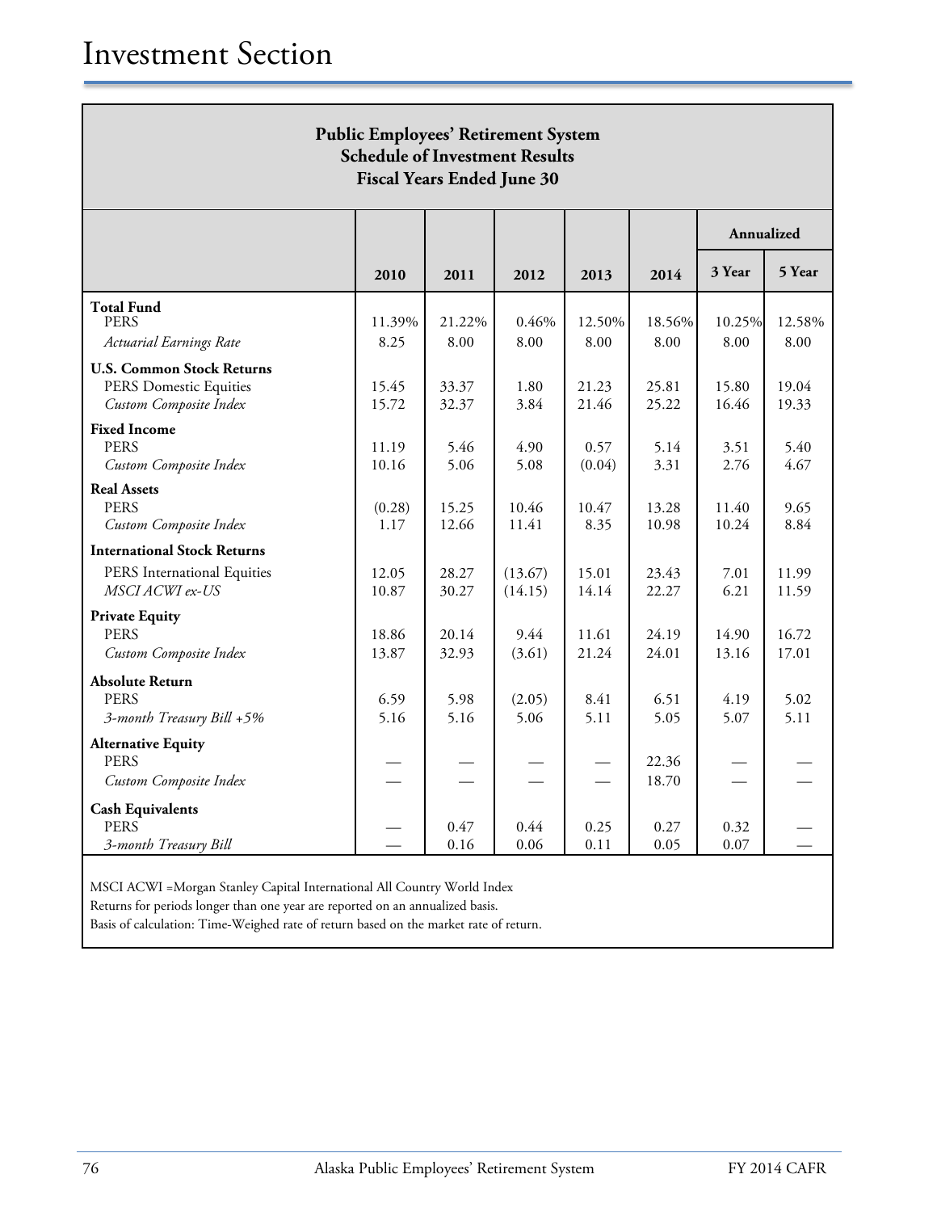# Investment Section

**Public Employees' Retirement System**
**Schedule of Investment Results**
**Fiscal Years Ended June 30**

| | 2010 | 2011 | 2012 | 2013 | 2014 | Annualized 3 Year | Annualized 5 Year |
|---|---|---|---|---|---|---|---|
| **Total Fund** | | | | | | | |
| PERS | 11.39% | 21.22% | 0.46% | 12.50% | 18.56% | 10.25% | 12.58% |
| *Actuarial Earnings Rate* | 8.25 | 8.00 | 8.00 | 8.00 | 8.00 | 8.00 | 8.00 |
| **U.S. Common Stock Returns** | | | | | | | |
| PERS Domestic Equities | 15.45 | 33.37 | 1.80 | 21.23 | 25.81 | 15.80 | 19.04 |
| *Custom Composite Index* | 15.72 | 32.37 | 3.84 | 21.46 | 25.22 | 16.46 | 19.33 |
| **Fixed Income** | | | | | | | |
| PERS | 11.19 | 5.46 | 4.90 | 0.57 | 5.14 | 3.51 | 5.40 |
| *Custom Composite Index* | 10.16 | 5.06 | 5.08 | (0.04) | 3.31 | 2.76 | 4.67 |
| **Real Assets** | | | | | | | |
| PERS | (0.28) | 15.25 | 10.46 | 10.47 | 13.28 | 11.40 | 9.65 |
| *Custom Composite Index* | 1.17 | 12.66 | 11.41 | 8.35 | 10.98 | 10.24 | 8.84 |
| **International Stock Returns** | | | | | | | |
| PERS International Equities | 12.05 | 28.27 | (13.67) | 15.01 | 23.43 | 7.01 | 11.99 |
| *MSCI ACWI ex-US* | 10.87 | 30.27 | (14.15) | 14.14 | 22.27 | 6.21 | 11.59 |
| **Private Equity** | | | | | | | |
| PERS | 18.86 | 20.14 | 9.44 | 11.61 | 24.19 | 14.90 | 16.72 |
| *Custom Composite Index* | 13.87 | 32.93 | (3.61) | 21.24 | 24.01 | 13.16 | 17.01 |
| **Absolute Return** | | | | | | | |
| PERS | 6.59 | 5.98 | (2.05) | 8.41 | 6.51 | 4.19 | 5.02 |
| *3-month Treasury Bill +5%* | 5.16 | 5.16 | 5.06 | 5.11 | 5.05 | 5.07 | 5.11 |
| **Alternative Equity** | | | | | | | |
| PERS | — | — | — | — | 22.36 | — | — |
| *Custom Composite Index* | — | — | — | — | 18.70 | — | — |
| **Cash Equivalents** | | | | | | | |
| PERS | — | 0.47 | 0.44 | 0.25 | 0.27 | 0.32 | — |
| *3-month Treasury Bill* | — | 0.16 | 0.06 | 0.11 | 0.05 | 0.07 | — |

MSCI ACWI =Morgan Stanley Capital International All Country World Index
Returns for periods longer than one year are reported on an annualized basis.
Basis of calculation: Time-Weighed rate of return based on the market rate of return.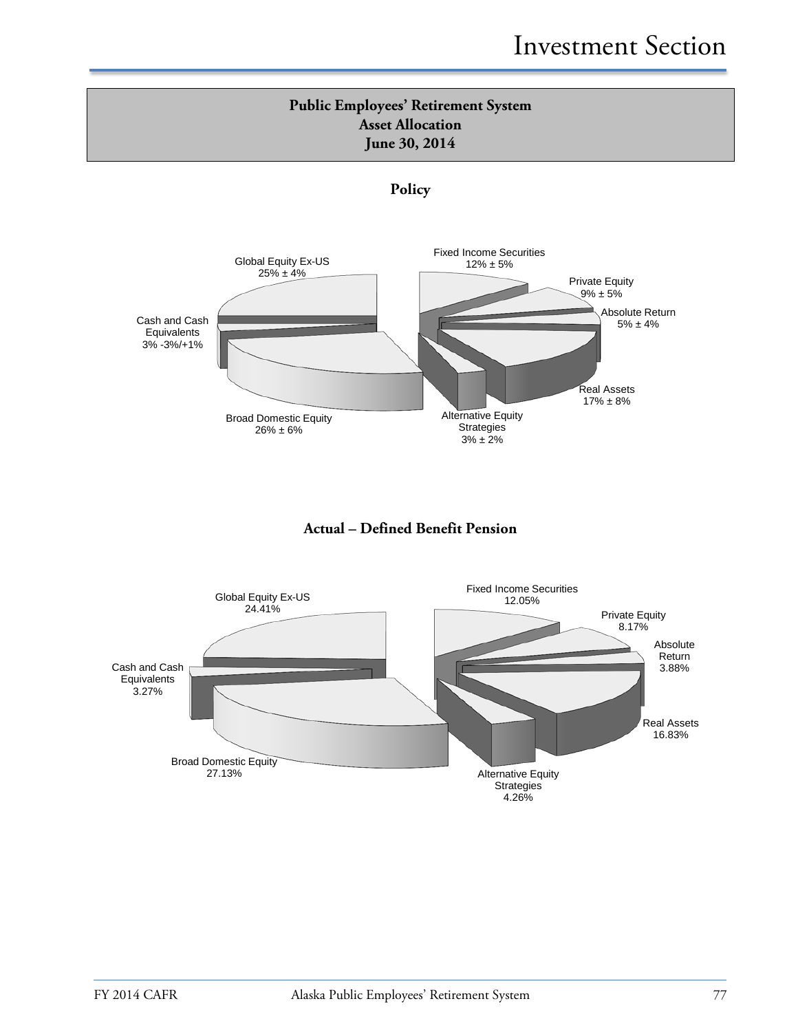## Public Employees' Retirement System
## Asset Allocation
## June 30, 2014

### Policy

Global Equity Ex-US
25% ± 4%

Fixed Income Securities
12% ± 5%

Private Equity
9% ± 5%

Absolute Return
5% ± 4%

Cash and Cash Equivalents
3% -3%/+1%

Real Assets
17% ± 8%

Alternative Equity Strategies
3% ± 2%

Broad Domestic Equity
26% ± 6%

### Actual – Defined Benefit Pension

Global Equity Ex-US
24.41%

Fixed Income Securities
12.05%

Private Equity
8.17%

Absolute Return
3.88%

Cash and Cash Equivalents
3.27%

Real Assets
16.83%

Broad Domestic Equity
27.13%

Alternative Equity Strategies
4.26%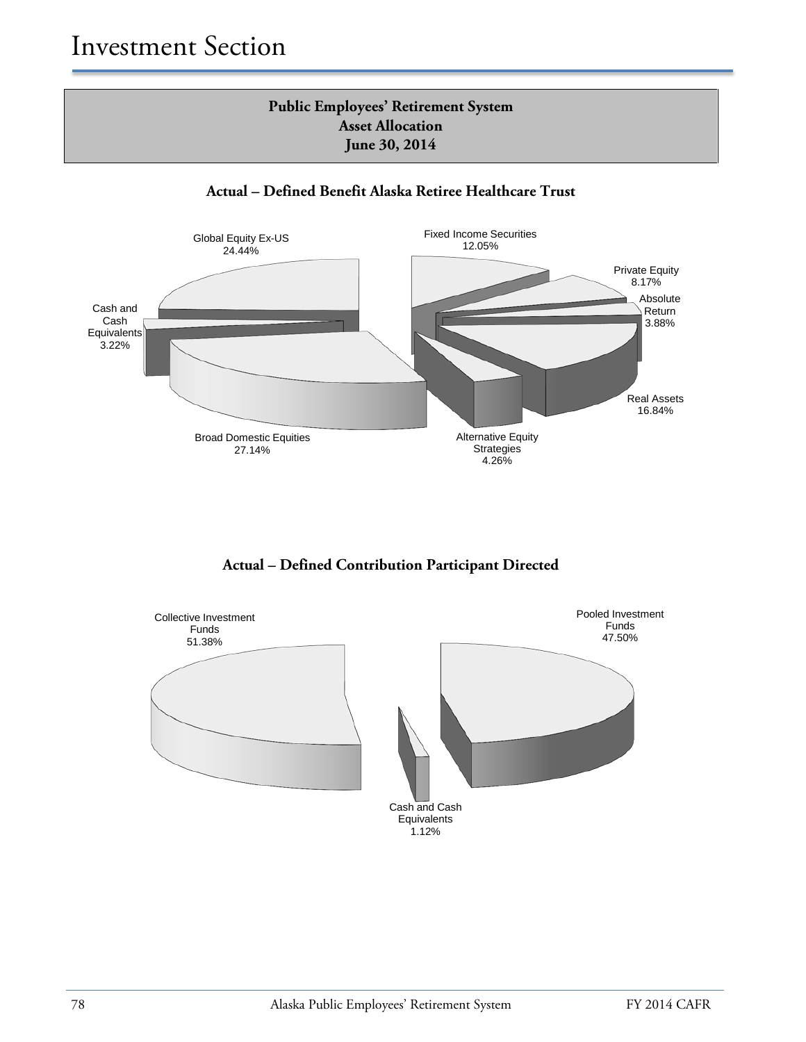# Investment Section

**Public Employees' Retirement System**
**Asset Allocation**
**June 30, 2014**

### Actual – Defined Benefit Alaska Retiree Healthcare Trust

Global Equity Ex-US 24.44%

Fixed Income Securities 12.05%

Private Equity 8.17%

Absolute Return 3.88%

Cash and Cash Equivalents 3.22%

Real Assets 16.84%

Broad Domestic Equities 27.14%

Alternative Equity Strategies 4.26%

### Actual – Defined Contribution Participant Directed

Collective Investment Funds 51.38%

Pooled Investment Funds 47.50%

Cash and Cash Equivalents 1.12%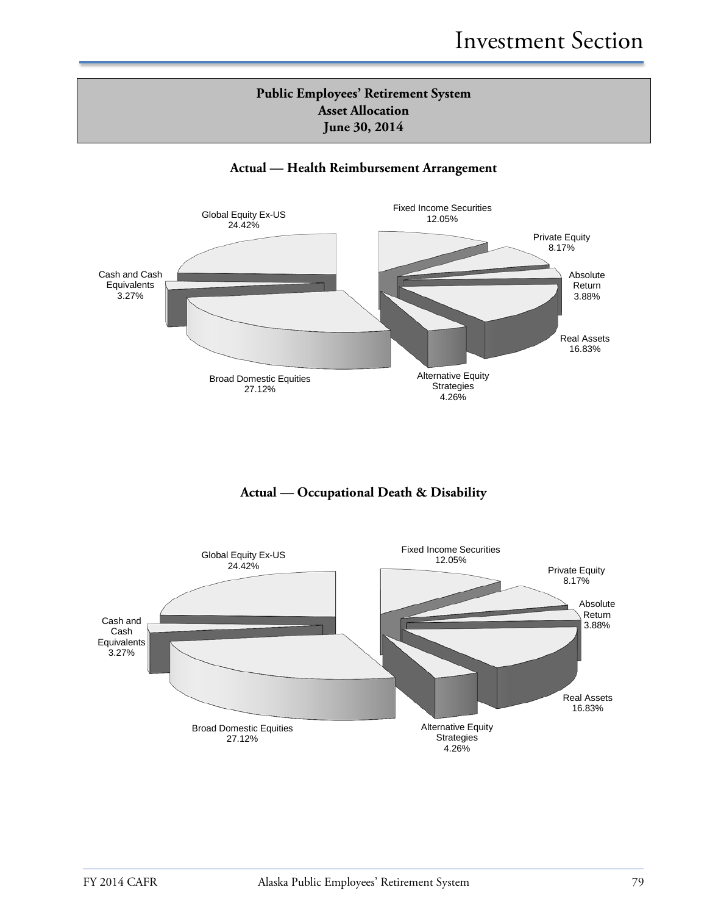## Public Employees' Retirement System
## Asset Allocation
## June 30, 2014

### Actual — Health Reimbursement Arrangement

Global Equity Ex-US 24.42%

Fixed Income Securities 12.05%

Private Equity 8.17%

Absolute Return 3.88%

Cash and Cash Equivalents 3.27%

Real Assets 16.83%

Broad Domestic Equities 27.12%

Alternative Equity Strategies 4.26%

### Actual — Occupational Death & Disability

Global Equity Ex-US 24.42%

Fixed Income Securities 12.05%

Private Equity 8.17%

Absolute Return 3.88%

Cash and Cash Equivalents 3.27%

Real Assets 16.83%

Broad Domestic Equities 27.12%

Alternative Equity Strategies 4.26%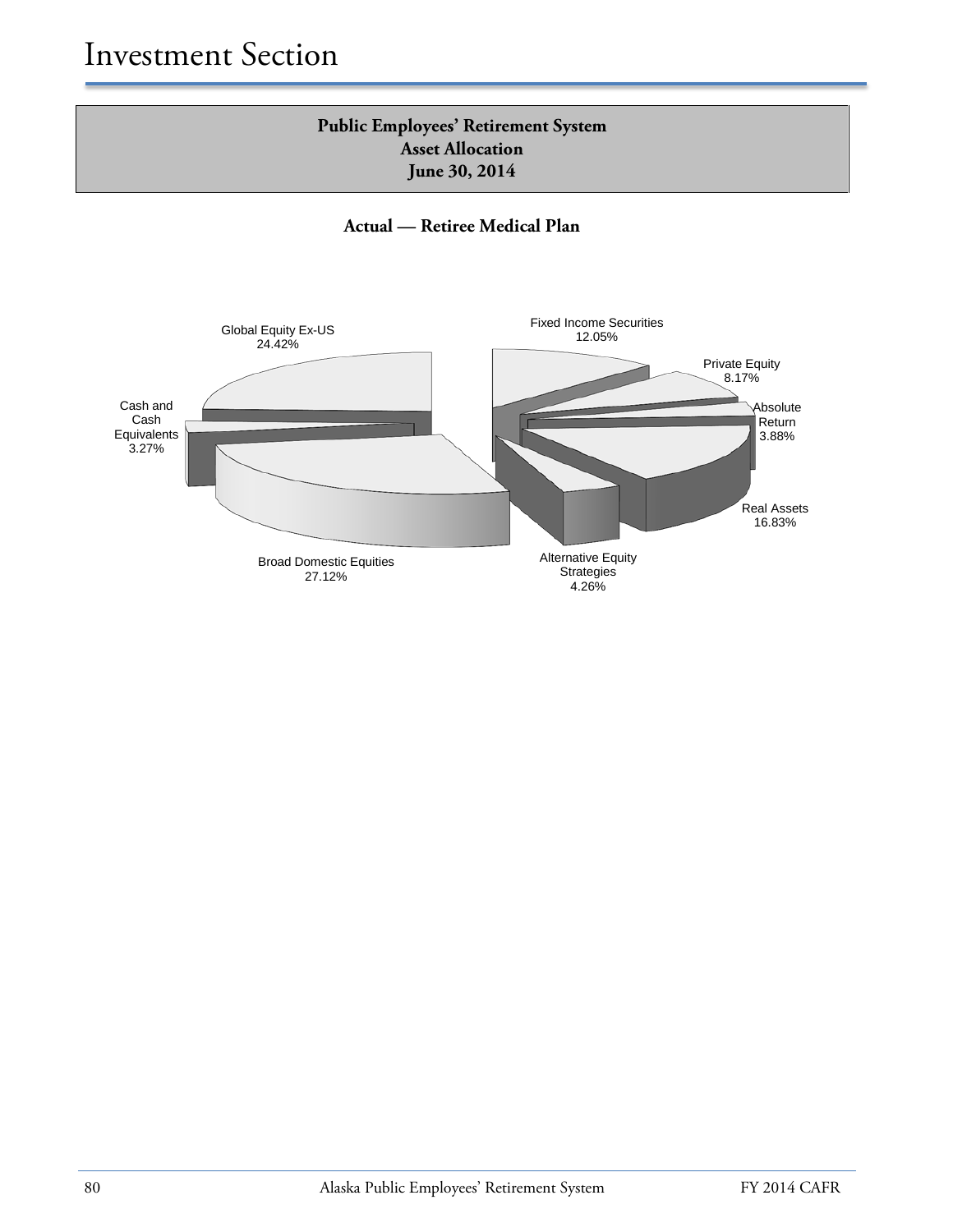# Investment Section

**Public Employees' Retirement System**
**Asset Allocation**
**June 30, 2014**

**Actual — Retiree Medical Plan**

Fixed Income Securities 12.05%

Private Equity 8.17%

Absolute Return 3.88%

Real Assets 16.83%

Alternative Equity Strategies 4.26%

Broad Domestic Equities 27.12%

Cash and Cash Equivalents 3.27%

Global Equity Ex-US 24.42%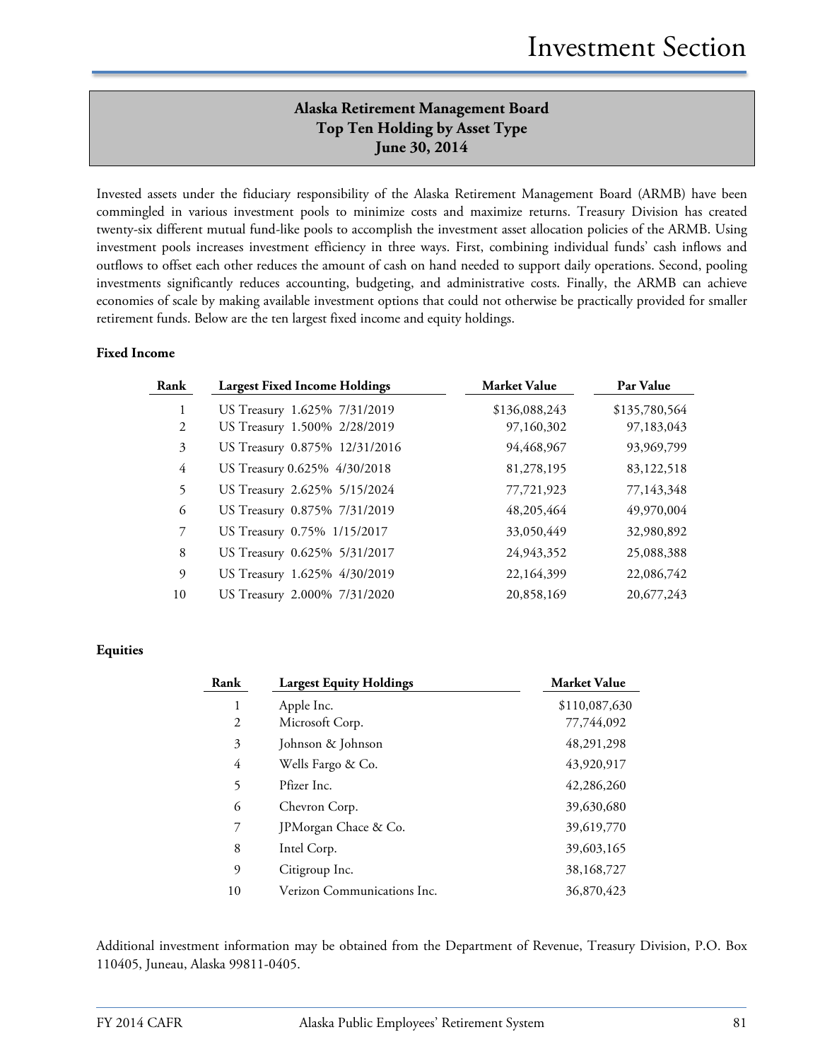## Alaska Retirement Management Board
## Top Ten Holding by Asset Type
## June 30, 2014

Invested assets under the fiduciary responsibility of the Alaska Retirement Management Board (ARMB) have been commingled in various investment pools to minimize costs and maximize returns. Treasury Division has created twenty-six different mutual fund-like pools to accomplish the investment asset allocation policies of the ARMB. Using investment pools increases investment efficiency in three ways. First, combining individual funds' cash inflows and outflows to offset each other reduces the amount of cash on hand needed to support daily operations. Second, pooling investments significantly reduces accounting, budgeting, and administrative costs. Finally, the ARMB can achieve economies of scale by making available investment options that could not otherwise be practically provided for smaller retirement funds. Below are the ten largest fixed income and equity holdings.

**Fixed Income**

| Rank | Largest Fixed Income Holdings | Market Value | Par Value |
|---|---|---|---|
| 1 | US Treasury 1.625% 7/31/2019 | $136,088,243 | $135,780,564 |
| 2 | US Treasury 1.500% 2/28/2019 | 97,160,302 | 97,183,043 |
| 3 | US Treasury 0.875% 12/31/2016 | 94,468,967 | 93,969,799 |
| 4 | US Treasury 0.625% 4/30/2018 | 81,278,195 | 83,122,518 |
| 5 | US Treasury 2.625% 5/15/2024 | 77,721,923 | 77,143,348 |
| 6 | US Treasury 0.875% 7/31/2019 | 48,205,464 | 49,970,004 |
| 7 | US Treasury 0.75% 1/15/2017 | 33,050,449 | 32,980,892 |
| 8 | US Treasury 0.625% 5/31/2017 | 24,943,352 | 25,088,388 |
| 9 | US Treasury 1.625% 4/30/2019 | 22,164,399 | 22,086,742 |
| 10 | US Treasury 2.000% 7/31/2020 | 20,858,169 | 20,677,243 |

**Equities**

| Rank | Largest Equity Holdings | Market Value |
|---|---|---|
| 1 | Apple Inc. | $110,087,630 |
| 2 | Microsoft Corp. | 77,744,092 |
| 3 | Johnson & Johnson | 48,291,298 |
| 4 | Wells Fargo & Co. | 43,920,917 |
| 5 | Pfizer Inc. | 42,286,260 |
| 6 | Chevron Corp. | 39,630,680 |
| 7 | JPMorgan Chace & Co. | 39,619,770 |
| 8 | Intel Corp. | 39,603,165 |
| 9 | Citigroup Inc. | 38,168,727 |
| 10 | Verizon Communications Inc. | 36,870,423 |

Additional investment information may be obtained from the Department of Revenue, Treasury Division, P.O. Box 110405, Juneau, Alaska 99811-0405.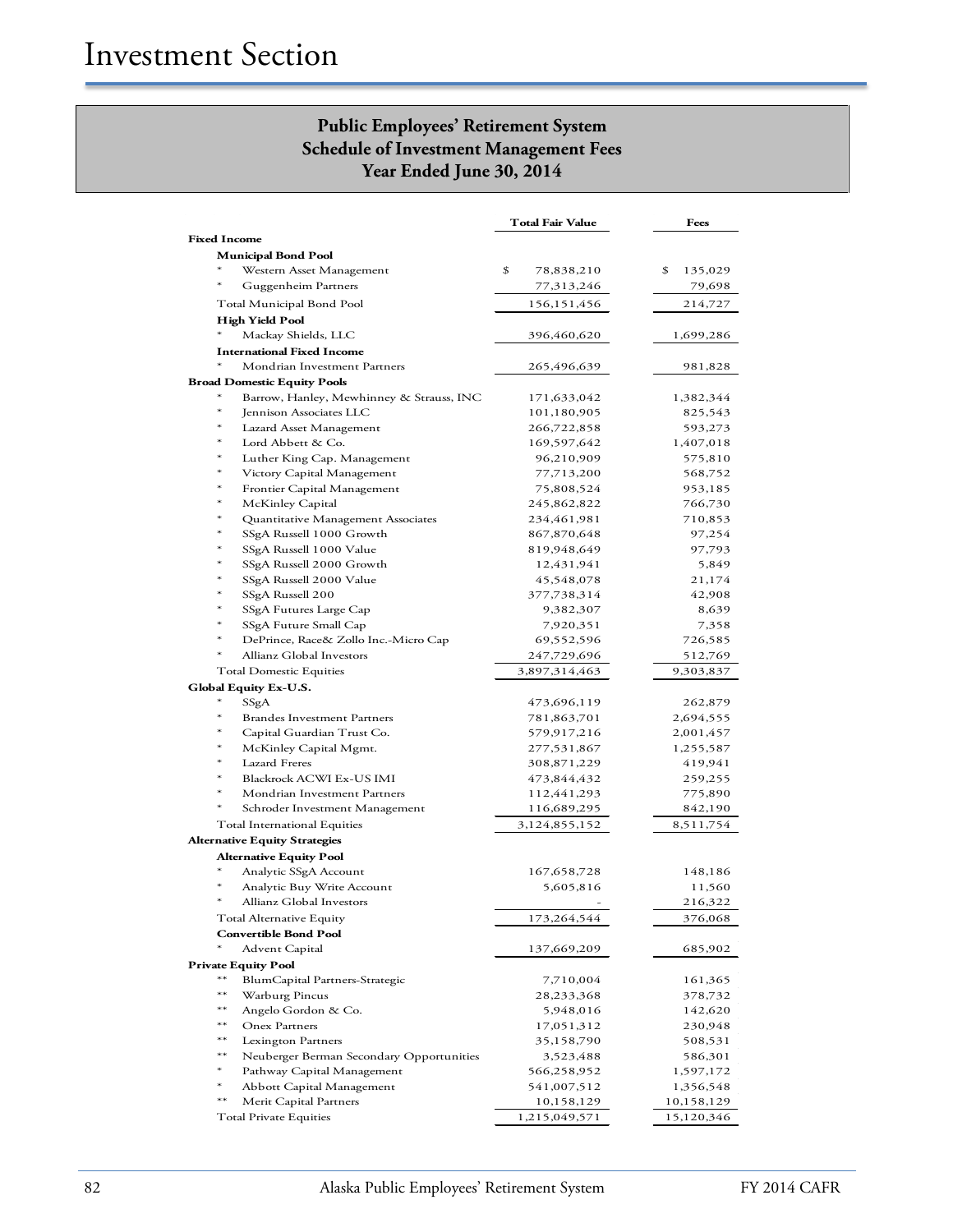# Investment Section

## Public Employees' Retirement System
## Schedule of Investment Management Fees
## Year Ended June 30, 2014

| | Total Fair Value | Fees |
|---|---|---|
| **Fixed Income** | | |
| **Municipal Bond Pool** | | |
| * Western Asset Management | $ 78,838,210 | $ 135,029 |
| * Guggenheim Partners | 77,313,246 | 79,698 |
| Total Municipal Bond Pool | 156,151,456 | 214,727 |
| **High Yield Pool** | | |
| * Mackay Shields, LLC | 396,460,620 | 1,699,286 |
| **International Fixed Income** | | |
| * Mondrian Investment Partners | 265,496,639 | 981,828 |
| **Broad Domestic Equity Pools** | | |
| * Barrow, Hanley, Mewhinney & Strauss, INC | 171,633,042 | 1,382,344 |
| * Jennison Associates LLC | 101,180,905 | 825,543 |
| * Lazard Asset Management | 266,722,858 | 593,273 |
| * Lord Abbett & Co. | 169,597,642 | 1,407,018 |
| * Luther King Cap. Management | 96,210,909 | 575,810 |
| * Victory Capital Management | 77,713,200 | 568,752 |
| * Frontier Capital Management | 75,808,524 | 953,185 |
| * McKinley Capital | 245,862,822 | 766,730 |
| * Quantitative Management Associates | 234,461,981 | 710,853 |
| * SSgA Russell 1000 Growth | 867,870,648 | 97,254 |
| * SSgA Russell 1000 Value | 819,948,649 | 97,793 |
| * SSgA Russell 2000 Growth | 12,431,941 | 5,849 |
| * SSgA Russell 2000 Value | 45,548,078 | 21,174 |
| * SSgA Russell 200 | 377,738,314 | 42,908 |
| * SSgA Futures Large Cap | 9,382,307 | 8,639 |
| * SSgA Future Small Cap | 7,920,351 | 7,358 |
| * DePrince, Race& Zollo Inc.-Micro Cap | 69,552,596 | 726,585 |
| * Allianz Global Investors | 247,729,696 | 512,769 |
| Total Domestic Equities | 3,897,314,463 | 9,303,837 |
| **Global Equity Ex-U.S.** | | |
| * SSgA | 473,696,119 | 262,879 |
| * Brandes Investment Partners | 781,863,701 | 2,694,555 |
| * Capital Guardian Trust Co. | 579,917,216 | 2,001,457 |
| * McKinley Capital Mgmt. | 277,531,867 | 1,255,587 |
| * Lazard Freres | 308,871,229 | 419,941 |
| * Blackrock ACWI Ex-US IMI | 473,844,432 | 259,255 |
| * Mondrian Investment Partners | 112,441,293 | 775,890 |
| * Schroder Investment Management | 116,689,295 | 842,190 |
| Total International Equities | 3,124,855,152 | 8,511,754 |
| **Alternative Equity Strategies** | | |
| **Alternative Equity Pool** | | |
| * Analytic SSgA Account | 167,658,728 | 148,186 |
| * Analytic Buy Write Account | 5,605,816 | 11,560 |
| * Allianz Global Investors | - | 216,322 |
| Total Alternative Equity | 173,264,544 | 376,068 |
| **Convertible Bond Pool** | | |
| * Advent Capital | 137,669,209 | 685,902 |
| **Private Equity Pool** | | |
| ** BlumCapital Partners-Strategic | 7,710,004 | 161,365 |
| ** Warburg Pincus | 28,233,368 | 378,732 |
| ** Angelo Gordon & Co. | 5,948,016 | 142,620 |
| ** Onex Partners | 17,051,312 | 230,948 |
| ** Lexington Partners | 35,158,790 | 508,531 |
| ** Neuberger Berman Secondary Opportunities | 3,523,488 | 586,301 |
| * Pathway Capital Management | 566,258,952 | 1,597,172 |
| * Abbott Capital Management | 541,007,512 | 1,356,548 |
| ** Merit Capital Partners | 10,158,129 | 10,158,129 |
| Total Private Equities | 1,215,049,571 | 15,120,346 |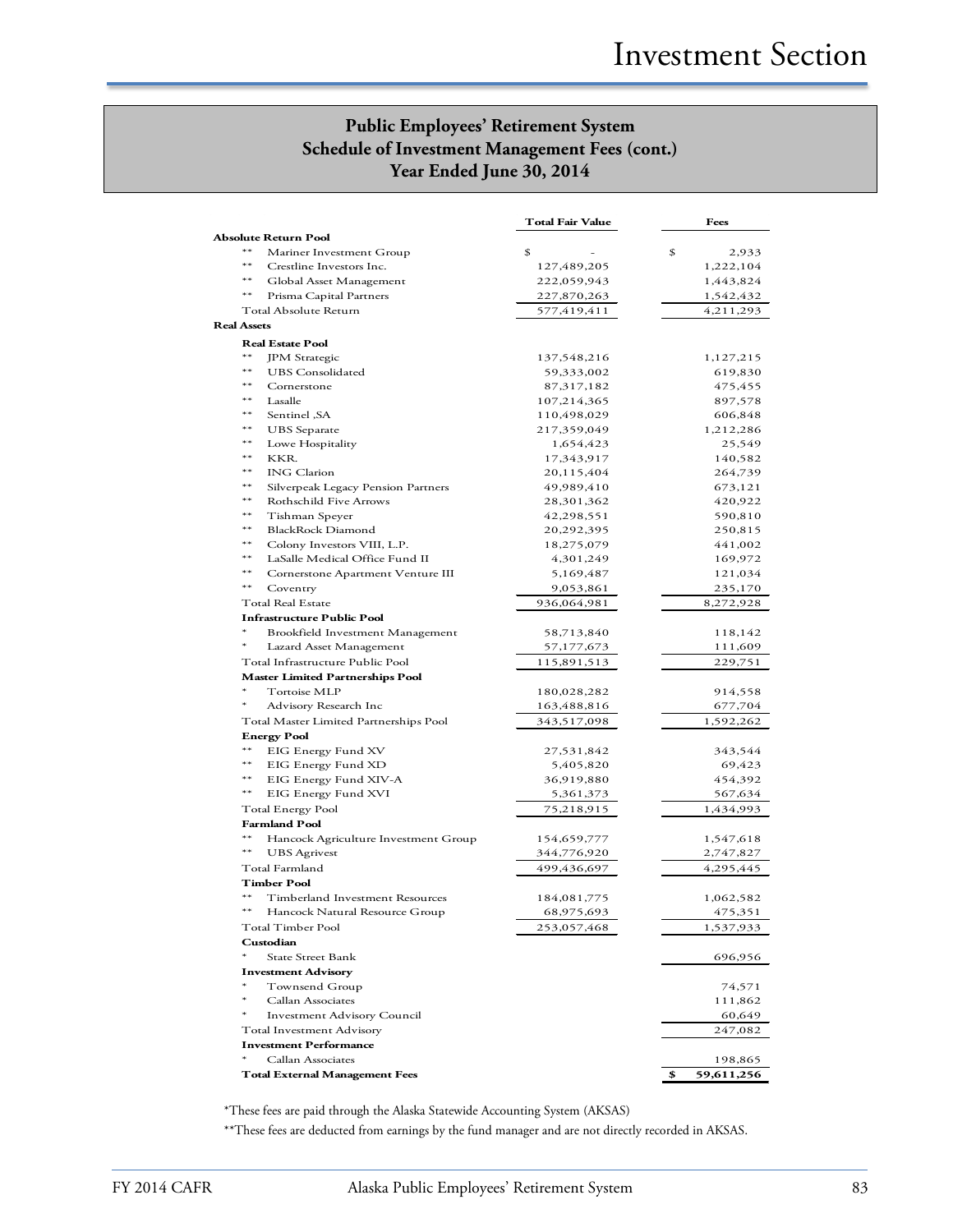## Public Employees' Retirement System
## Schedule of Investment Management Fees (cont.)
## Year Ended June 30, 2014

| | | Total Fair Value | Fees |
|---|---|---|---|
| **Absolute Return Pool** | | | |
| ** | Mariner Investment Group | $ - | $ 2,933 |
| ** | Crestline Investors Inc. | 127,489,205 | 1,222,104 |
| ** | Global Asset Management | 222,059,943 | 1,443,824 |
| ** | Prisma Capital Partners | 227,870,263 | 1,542,432 |
| Total Absolute Return | | 577,419,411 | 4,211,293 |
| **Real Assets** | | | |
| **Real Estate Pool** | | | |
| ** | JPM Strategic | 137,548,216 | 1,127,215 |
| ** | UBS Consolidated | 59,333,002 | 619,830 |
| ** | Cornerstone | 87,317,182 | 475,455 |
| ** | Lasalle | 107,214,365 | 897,578 |
| ** | Sentinel ,SA | 110,498,029 | 606,848 |
| ** | UBS Separate | 217,359,049 | 1,212,286 |
| ** | Lowe Hospitality | 1,654,423 | 25,549 |
| ** | KKR. | 17,343,917 | 140,582 |
| ** | ING Clarion | 20,115,404 | 264,739 |
| ** | Silverpeak Legacy Pension Partners | 49,989,410 | 673,121 |
| ** | Rothschild Five Arrows | 28,301,362 | 420,922 |
| ** | Tishman Speyer | 42,298,551 | 590,810 |
| ** | BlackRock Diamond | 20,292,395 | 250,815 |
| ** | Colony Investors VIII, L.P. | 18,275,079 | 441,002 |
| ** | LaSalle Medical Office Fund II | 4,301,249 | 169,972 |
| ** | Cornerstone Apartment Venture III | 5,169,487 | 121,034 |
| ** | Coventry | 9,053,861 | 235,170 |
| Total Real Estate | | 936,064,981 | 8,272,928 |
| **Infrastructure Public Pool** | | | |
| * | Brookfield Investment Management | 58,713,840 | 118,142 |
| * | Lazard Asset Management | 57,177,673 | 111,609 |
| Total Infrastructure Public Pool | | 115,891,513 | 229,751 |
| **Master Limited Partnerships Pool** | | | |
| * | Tortoise MLP | 180,028,282 | 914,558 |
| * | Advisory Research Inc | 163,488,816 | 677,704 |
| Total Master Limited Partnerships Pool | | 343,517,098 | 1,592,262 |
| **Energy Pool** | | | |
| ** | EIG Energy Fund XV | 27,531,842 | 343,544 |
| ** | EIG Energy Fund XD | 5,405,820 | 69,423 |
| ** | EIG Energy Fund XIV-A | 36,919,880 | 454,392 |
| ** | EIG Energy Fund XVI | 5,361,373 | 567,634 |
| Total Energy Pool | | 75,218,915 | 1,434,993 |
| **Farmland Pool** | | | |
| ** | Hancock Agriculture Investment Group | 154,659,777 | 1,547,618 |
| ** | UBS Agrivest | 344,776,920 | 2,747,827 |
| Total Farmland | | 499,436,697 | 4,295,445 |
| **Timber Pool** | | | |
| ** | Timberland Investment Resources | 184,081,775 | 1,062,582 |
| ** | Hancock Natural Resource Group | 68,975,693 | 475,351 |
| Total Timber Pool | | 253,057,468 | 1,537,933 |
| **Custodian** | | | |
| * | State Street Bank | | 696,956 |
| **Investment Advisory** | | | |
| * | Townsend Group | | 74,571 |
| * | Callan Associates | | 111,862 |
| * | Investment Advisory Council | | 60,649 |
| Total Investment Advisory | | | 247,082 |
| **Investment Performance** | | | |
| * | Callan Associates | | 198,865 |
| **Total External Management Fees** | | | **$ 59,611,256** |

*These fees are paid through the Alaska Statewide Accounting System (AKSAS)

**These fees are deducted from earnings by the fund manager and are not directly recorded in AKSAS.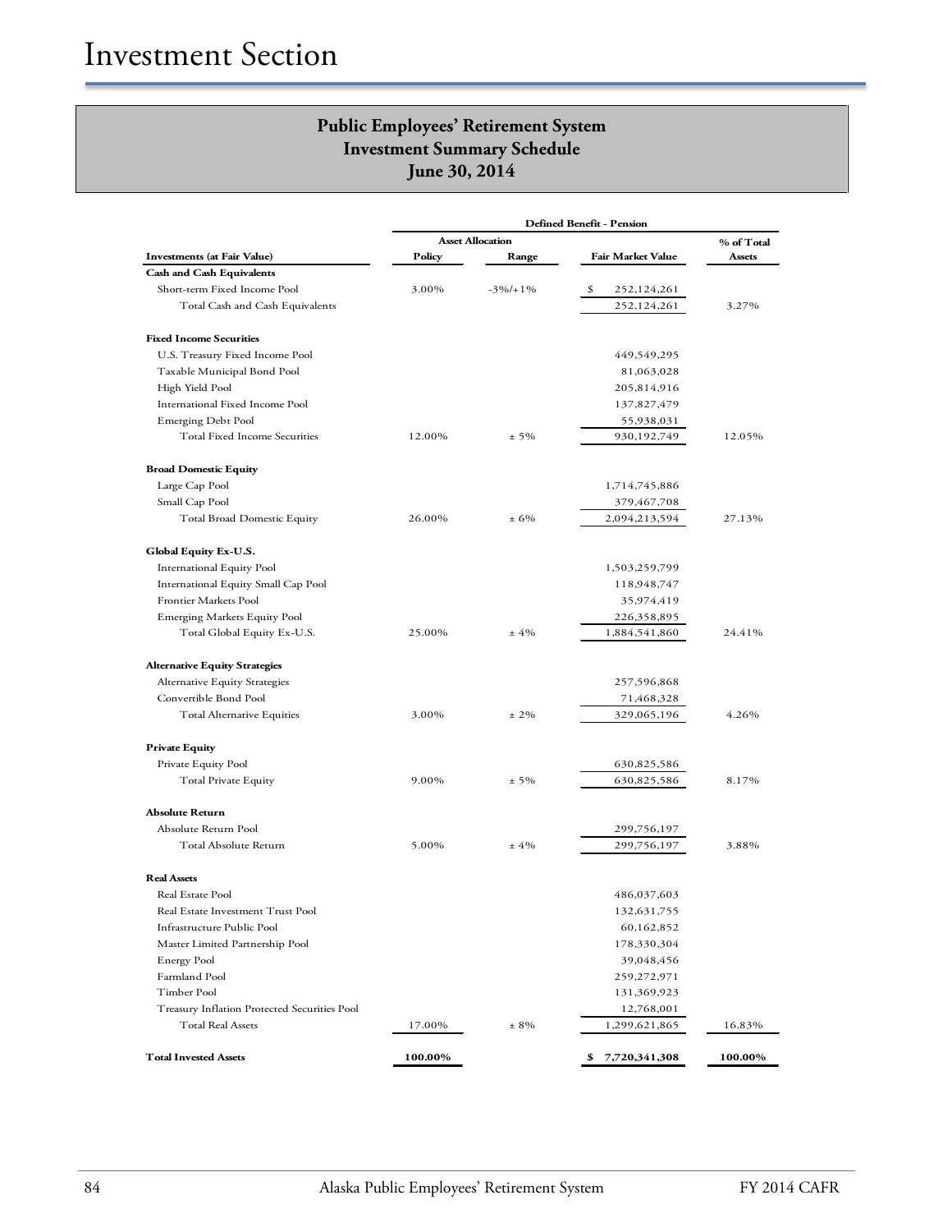# Investment Section

## Public Employees' Retirement System
## Investment Summary Schedule
## June 30, 2014

| | Defined Benefit - Pension | | | |
|---|---|---|---|---|
| | Asset Allocation | | | |
| Investments (at Fair Value) | Policy | Range | Fair Market Value | % of Total Assets |
| **Cash and Cash Equivalents** | | | | |
| Short-term Fixed Income Pool | 3.00% | -3%/+1% | $ 252,124,261 | |
| Total Cash and Cash Equivalents | | | 252,124,261 | 3.27% |
| **Fixed Income Securities** | | | | |
| U.S. Treasury Fixed Income Pool | | | 449,549,295 | |
| Taxable Municipal Bond Pool | | | 81,063,028 | |
| High Yield Pool | | | 205,814,916 | |
| International Fixed Income Pool | | | 137,827,479 | |
| Emerging Debt Pool | | | 55,938,031 | |
| Total Fixed Income Securities | 12.00% | ± 5% | 930,192,749 | 12.05% |
| **Broad Domestic Equity** | | | | |
| Large Cap Pool | | | 1,714,745,886 | |
| Small Cap Pool | | | 379,467,708 | |
| Total Broad Domestic Equity | 26.00% | ± 6% | 2,094,213,594 | 27.13% |
| **Global Equity Ex-U.S.** | | | | |
| International Equity Pool | | | 1,503,259,799 | |
| International Equity Small Cap Pool | | | 118,948,747 | |
| Frontier Markets Pool | | | 35,974,419 | |
| Emerging Markets Equity Pool | | | 226,358,895 | |
| Total Global Equity Ex-U.S. | 25.00% | ± 4% | 1,884,541,860 | 24.41% |
| **Alternative Equity Strategies** | | | | |
| Alternative Equity Strategies | | | 257,596,868 | |
| Convertible Bond Pool | | | 71,468,328 | |
| Total Alternative Equities | 3.00% | ± 2% | 329,065,196 | 4.26% |
| **Private Equity** | | | | |
| Private Equity Pool | | | 630,825,586 | |
| Total Private Equity | 9.00% | ± 5% | 630,825,586 | 8.17% |
| **Absolute Return** | | | | |
| Absolute Return Pool | | | 299,756,197 | |
| Total Absolute Return | 5.00% | ± 4% | 299,756,197 | 3.88% |
| **Real Assets** | | | | |
| Real Estate Pool | | | 486,037,603 | |
| Real Estate Investment Trust Pool | | | 132,631,755 | |
| Infrastructure Public Pool | | | 60,162,852 | |
| Master Limited Partnership Pool | | | 178,330,304 | |
| Energy Pool | | | 39,048,456 | |
| Farmland Pool | | | 259,272,971 | |
| Timber Pool | | | 131,369,923 | |
| Treasury Inflation Protected Securities Pool | | | 12,768,001 | |
| Total Real Assets | 17.00% | ± 8% | 1,299,621,865 | 16.83% |
| **Total Invested Assets** | **100.00%** | | **$ 7,720,341,308** | **100.00%** |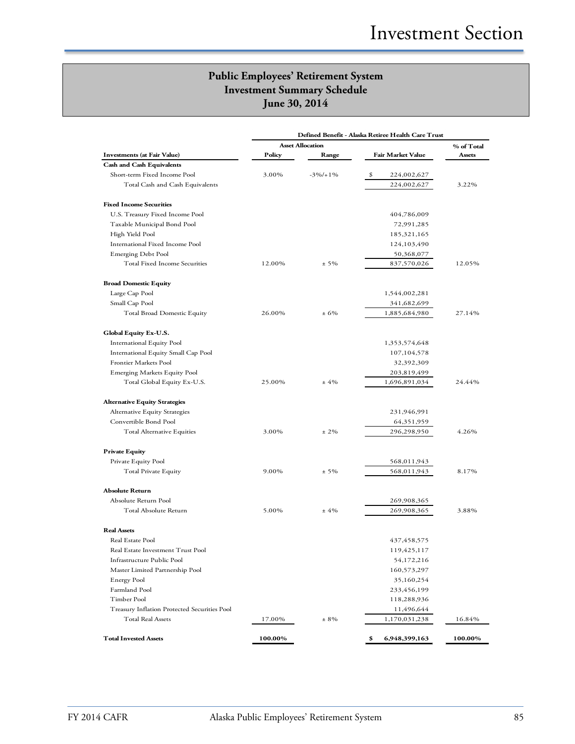## Public Employees' Retirement System
## Investment Summary Schedule
## June 30, 2014

| | Defined Benefit - Alaska Retiree Health Care Trust | | | |
|---|---|---|---|---|
| | Asset Allocation | | | |
| **Investments (at Fair Value)** | **Policy** | **Range** | **Fair Market Value** | **% of Total Assets** |
| **Cash and Cash Equivalents** | | | | |
| Short-term Fixed Income Pool | 3.00% | -3%/+1% | $ 224,002,627 | |
| Total Cash and Cash Equivalents | | | 224,002,627 | 3.22% |
| **Fixed Income Securities** | | | | |
| U.S. Treasury Fixed Income Pool | | | 404,786,009 | |
| Taxable Municipal Bond Pool | | | 72,991,285 | |
| High Yield Pool | | | 185,321,165 | |
| International Fixed Income Pool | | | 124,103,490 | |
| Emerging Debt Pool | | | 50,368,077 | |
| Total Fixed Income Securities | 12.00% | ± 5% | 837,570,026 | 12.05% |
| **Broad Domestic Equity** | | | | |
| Large Cap Pool | | | 1,544,002,281 | |
| Small Cap Pool | | | 341,682,699 | |
| Total Broad Domestic Equity | 26.00% | ± 6% | 1,885,684,980 | 27.14% |
| **Global Equity Ex-U.S.** | | | | |
| International Equity Pool | | | 1,353,574,648 | |
| International Equity Small Cap Pool | | | 107,104,578 | |
| Frontier Markets Pool | | | 32,392,309 | |
| Emerging Markets Equity Pool | | | 203,819,499 | |
| Total Global Equity Ex-U.S. | 25.00% | ± 4% | 1,696,891,034 | 24.44% |
| **Alternative Equity Strategies** | | | | |
| Alternative Equity Strategies | | | 231,946,991 | |
| Convertible Bond Pool | | | 64,351,959 | |
| Total Alternative Equities | 3.00% | ± 2% | 296,298,950 | 4.26% |
| **Private Equity** | | | | |
| Private Equity Pool | | | 568,011,943 | |
| Total Private Equity | 9.00% | ± 5% | 568,011,943 | 8.17% |
| **Absolute Return** | | | | |
| Absolute Return Pool | | | 269,908,365 | |
| Total Absolute Return | 5.00% | ± 4% | 269,908,365 | 3.88% |
| **Real Assets** | | | | |
| Real Estate Pool | | | 437,458,575 | |
| Real Estate Investment Trust Pool | | | 119,425,117 | |
| Infrastructure Public Pool | | | 54,172,216 | |
| Master Limited Partnership Pool | | | 160,573,297 | |
| Energy Pool | | | 35,160,254 | |
| Farmland Pool | | | 233,456,199 | |
| Timber Pool | | | 118,288,936 | |
| Treasury Inflation Protected Securities Pool | | | 11,496,644 | |
| Total Real Assets | 17.00% | ± 8% | 1,170,031,238 | 16.84% |
| **Total Invested Assets** | **100.00%** | | **$ 6,948,399,163** | **100.00%** |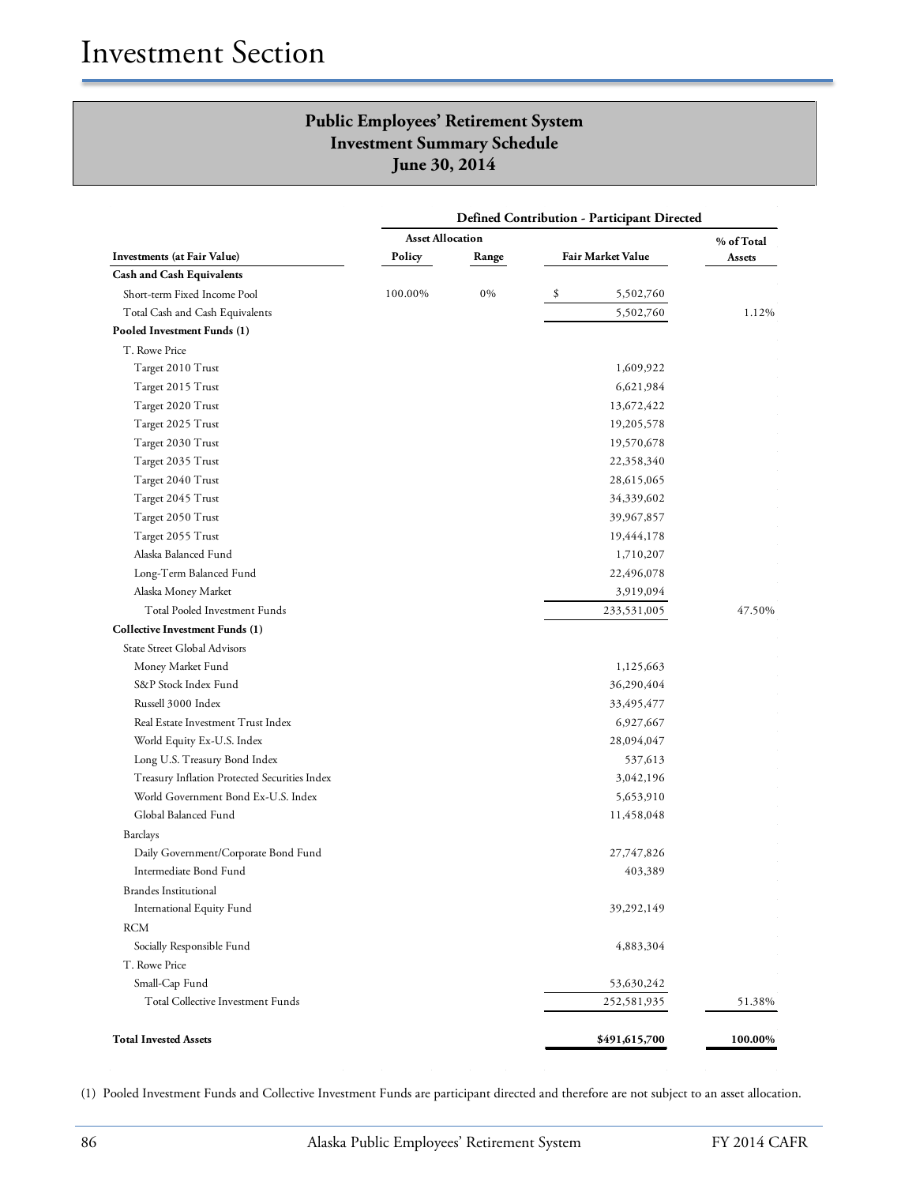# Investment Section

## Public Employees' Retirement System
## Investment Summary Schedule
## June 30, 2014

| Investments (at Fair Value) | Defined Contribution - Participant Directed | | | |
|---|---|---|---|---|
| | Asset Allocation | | | |
| | Policy | Range | Fair Market Value | % of Total Assets |
| **Cash and Cash Equivalents** | | | | |
| Short-term Fixed Income Pool | 100.00% | 0% | $ 5,502,760 | |
| Total Cash and Cash Equivalents | | | 5,502,760 | 1.12% |
| **Pooled Investment Funds (1)** | | | | |
| T. Rowe Price | | | | |
| Target 2010 Trust | | | 1,609,922 | |
| Target 2015 Trust | | | 6,621,984 | |
| Target 2020 Trust | | | 13,672,422 | |
| Target 2025 Trust | | | 19,205,578 | |
| Target 2030 Trust | | | 19,570,678 | |
| Target 2035 Trust | | | 22,358,340 | |
| Target 2040 Trust | | | 28,615,065 | |
| Target 2045 Trust | | | 34,339,602 | |
| Target 2050 Trust | | | 39,967,857 | |
| Target 2055 Trust | | | 19,444,178 | |
| Alaska Balanced Fund | | | 1,710,207 | |
| Long-Term Balanced Fund | | | 22,496,078 | |
| Alaska Money Market | | | 3,919,094 | |
| Total Pooled Investment Funds | | | 233,531,005 | 47.50% |
| **Collective Investment Funds (1)** | | | | |
| State Street Global Advisors | | | | |
| Money Market Fund | | | 1,125,663 | |
| S&P Stock Index Fund | | | 36,290,404 | |
| Russell 3000 Index | | | 33,495,477 | |
| Real Estate Investment Trust Index | | | 6,927,667 | |
| World Equity Ex-U.S. Index | | | 28,094,047 | |
| Long U.S. Treasury Bond Index | | | 537,613 | |
| Treasury Inflation Protected Securities Index | | | 3,042,196 | |
| World Government Bond Ex-U.S. Index | | | 5,653,910 | |
| Global Balanced Fund | | | 11,458,048 | |
| Barclays | | | | |
| Daily Government/Corporate Bond Fund | | | 27,747,826 | |
| Intermediate Bond Fund | | | 403,389 | |
| Brandes Institutional | | | | |
| International Equity Fund | | | 39,292,149 | |
| RCM | | | | |
| Socially Responsible Fund | | | 4,883,304 | |
| T. Rowe Price | | | | |
| Small-Cap Fund | | | 53,630,242 | |
| Total Collective Investment Funds | | | 252,581,935 | 51.38% |
| **Total Invested Assets** | | | **$491,615,700** | **100.00%** |

(1) Pooled Investment Funds and Collective Investment Funds are participant directed and therefore are not subject to an asset allocation.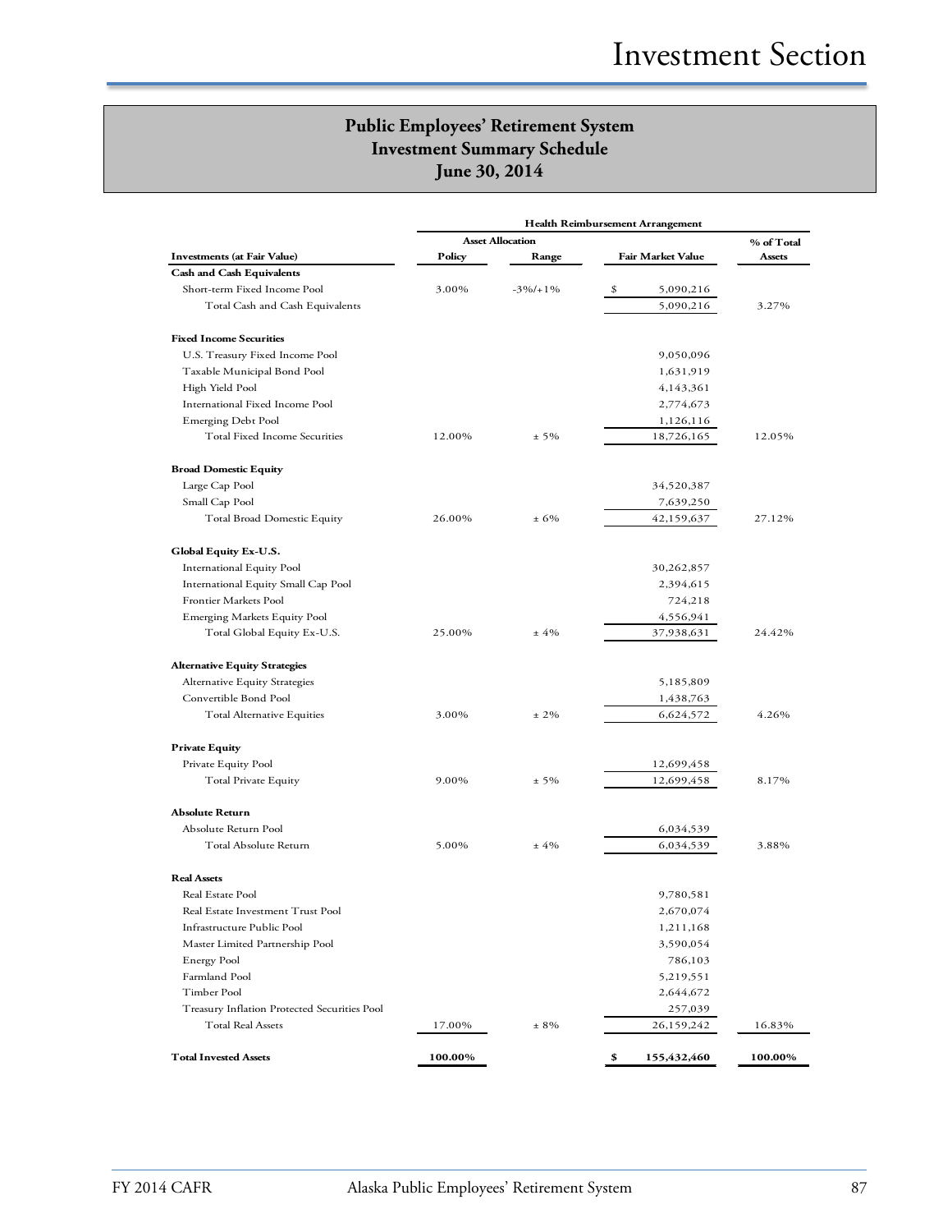## Public Employees' Retirement System
## Investment Summary Schedule
## June 30, 2014

| | Health Reimbursement Arrangement | | | |
|---|---|---|---|---|
| | Asset Allocation | | | % of Total |
| **Investments (at Fair Value)** | **Policy** | **Range** | **Fair Market Value** | **Assets** |
| **Cash and Cash Equivalents** | | | | |
| Short-term Fixed Income Pool | 3.00% | -3%/+1% | $ 5,090,216 | |
| Total Cash and Cash Equivalents | | | 5,090,216 | 3.27% |
| **Fixed Income Securities** | | | | |
| U.S. Treasury Fixed Income Pool | | | 9,050,096 | |
| Taxable Municipal Bond Pool | | | 1,631,919 | |
| High Yield Pool | | | 4,143,361 | |
| International Fixed Income Pool | | | 2,774,673 | |
| Emerging Debt Pool | | | 1,126,116 | |
| Total Fixed Income Securities | 12.00% | ± 5% | 18,726,165 | 12.05% |
| **Broad Domestic Equity** | | | | |
| Large Cap Pool | | | 34,520,387 | |
| Small Cap Pool | | | 7,639,250 | |
| Total Broad Domestic Equity | 26.00% | ± 6% | 42,159,637 | 27.12% |
| **Global Equity Ex-U.S.** | | | | |
| International Equity Pool | | | 30,262,857 | |
| International Equity Small Cap Pool | | | 2,394,615 | |
| Frontier Markets Pool | | | 724,218 | |
| Emerging Markets Equity Pool | | | 4,556,941 | |
| Total Global Equity Ex-U.S. | 25.00% | ± 4% | 37,938,631 | 24.42% |
| **Alternative Equity Strategies** | | | | |
| Alternative Equity Strategies | | | 5,185,809 | |
| Convertible Bond Pool | | | 1,438,763 | |
| Total Alternative Equities | 3.00% | ± 2% | 6,624,572 | 4.26% |
| **Private Equity** | | | | |
| Private Equity Pool | | | 12,699,458 | |
| Total Private Equity | 9.00% | ± 5% | 12,699,458 | 8.17% |
| **Absolute Return** | | | | |
| Absolute Return Pool | | | 6,034,539 | |
| Total Absolute Return | 5.00% | ± 4% | 6,034,539 | 3.88% |
| **Real Assets** | | | | |
| Real Estate Pool | | | 9,780,581 | |
| Real Estate Investment Trust Pool | | | 2,670,074 | |
| Infrastructure Public Pool | | | 1,211,168 | |
| Master Limited Partnership Pool | | | 3,590,054 | |
| Energy Pool | | | 786,103 | |
| Farmland Pool | | | 5,219,551 | |
| Timber Pool | | | 2,644,672 | |
| Treasury Inflation Protected Securities Pool | | | 257,039 | |
| Total Real Assets | 17.00% | ± 8% | 26,159,242 | 16.83% |
| **Total Invested Assets** | **100.00%** | | **$ 155,432,460** | **100.00%** |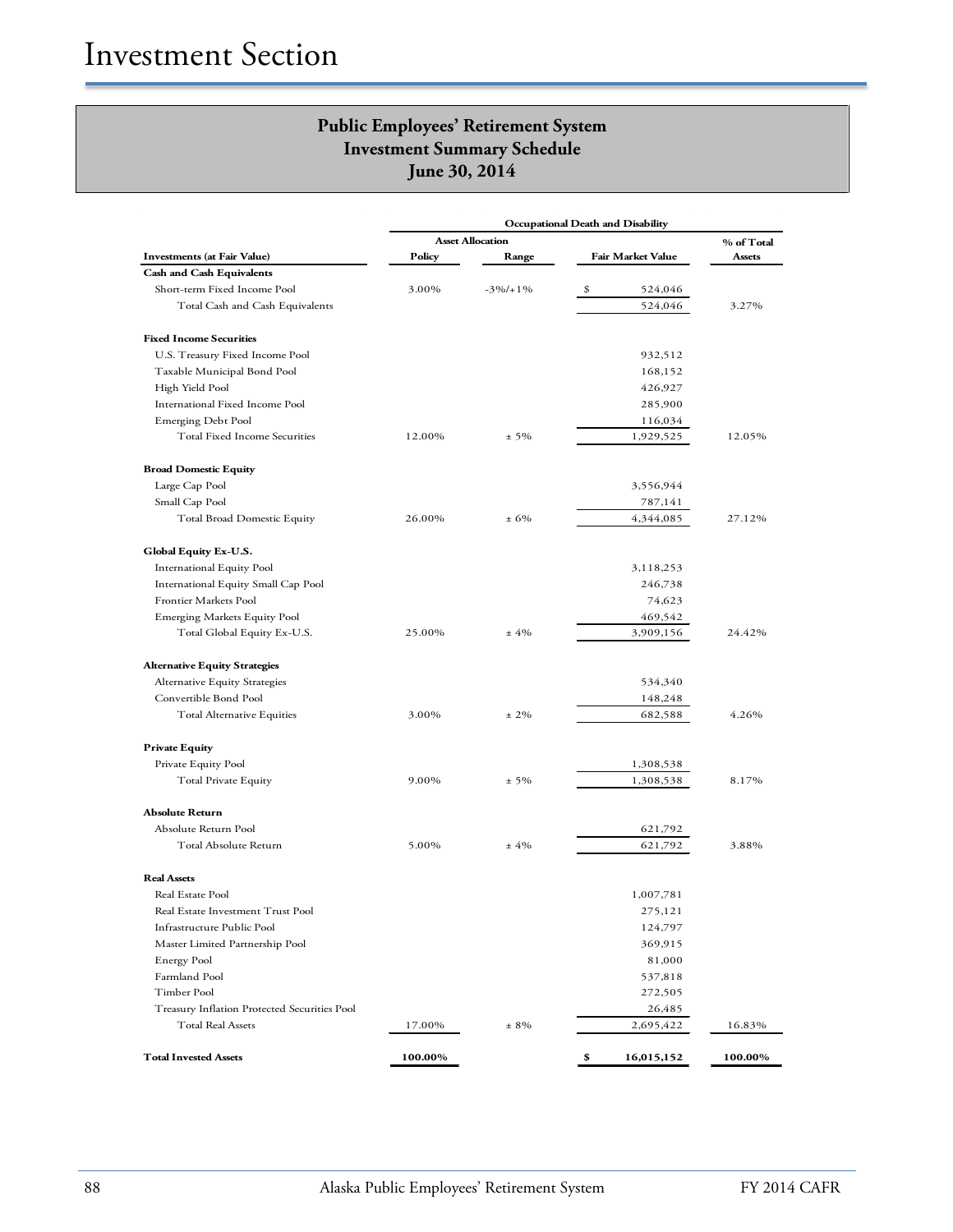# Investment Section

## Public Employees' Retirement System
## Investment Summary Schedule
## June 30, 2014

| | Occupational Death and Disability | | | |
|---|---|---|---|---|
| | Asset Allocation | | | % of Total |
| **Investments (at Fair Value)** | **Policy** | **Range** | **Fair Market Value** | **Assets** |
| **Cash and Cash Equivalents** | | | | |
| Short-term Fixed Income Pool | 3.00% | -3%/+1% | $ 524,046 | |
| Total Cash and Cash Equivalents | | | 524,046 | 3.27% |
| | | | | |
| **Fixed Income Securities** | | | | |
| U.S. Treasury Fixed Income Pool | | | 932,512 | |
| Taxable Municipal Bond Pool | | | 168,152 | |
| High Yield Pool | | | 426,927 | |
| International Fixed Income Pool | | | 285,900 | |
| Emerging Debt Pool | | | 116,034 | |
| Total Fixed Income Securities | 12.00% | ± 5% | 1,929,525 | 12.05% |
| | | | | |
| **Broad Domestic Equity** | | | | |
| Large Cap Pool | | | 3,556,944 | |
| Small Cap Pool | | | 787,141 | |
| Total Broad Domestic Equity | 26.00% | ± 6% | 4,344,085 | 27.12% |
| | | | | |
| **Global Equity Ex-U.S.** | | | | |
| International Equity Pool | | | 3,118,253 | |
| International Equity Small Cap Pool | | | 246,738 | |
| Frontier Markets Pool | | | 74,623 | |
| Emerging Markets Equity Pool | | | 469,542 | |
| Total Global Equity Ex-U.S. | 25.00% | ± 4% | 3,909,156 | 24.42% |
| | | | | |
| **Alternative Equity Strategies** | | | | |
| Alternative Equity Strategies | | | 534,340 | |
| Convertible Bond Pool | | | 148,248 | |
| Total Alternative Equities | 3.00% | ± 2% | 682,588 | 4.26% |
| | | | | |
| **Private Equity** | | | | |
| Private Equity Pool | | | 1,308,538 | |
| Total Private Equity | 9.00% | ± 5% | 1,308,538 | 8.17% |
| | | | | |
| **Absolute Return** | | | | |
| Absolute Return Pool | | | 621,792 | |
| Total Absolute Return | 5.00% | ± 4% | 621,792 | 3.88% |
| | | | | |
| **Real Assets** | | | | |
| Real Estate Pool | | | 1,007,781 | |
| Real Estate Investment Trust Pool | | | 275,121 | |
| Infrastructure Public Pool | | | 124,797 | |
| Master Limited Partnership Pool | | | 369,915 | |
| Energy Pool | | | 81,000 | |
| Farmland Pool | | | 537,818 | |
| Timber Pool | | | 272,505 | |
| Treasury Inflation Protected Securities Pool | | | 26,485 | |
| Total Real Assets | 17.00% | ± 8% | 2,695,422 | 16.83% |
| | | | | |
| **Total Invested Assets** | **100.00%** | | **$ 16,015,152** | **100.00%** |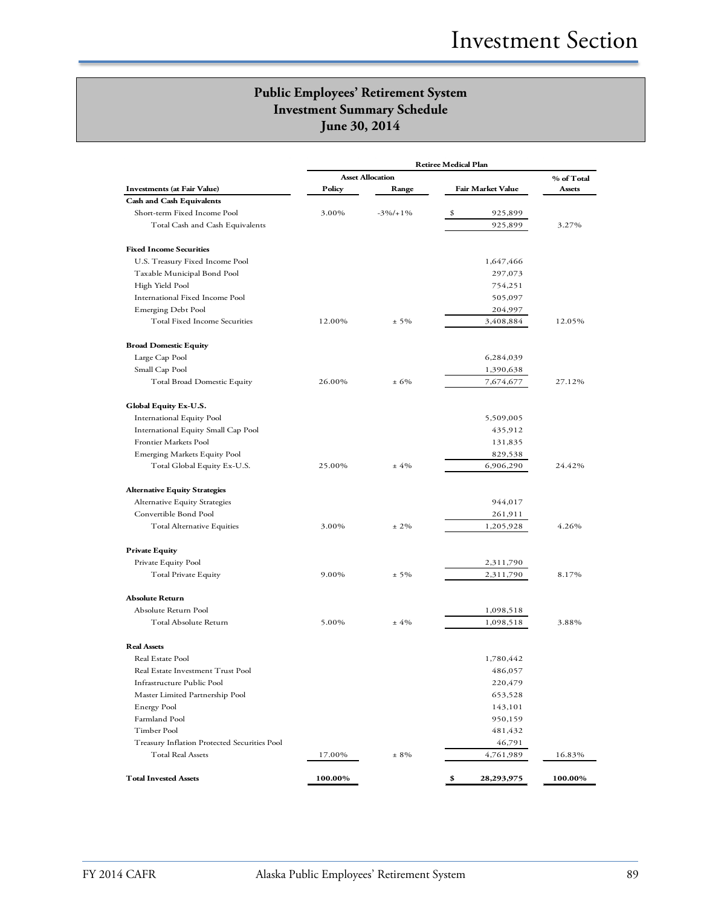## Public Employees' Retirement System
## Investment Summary Schedule
## June 30, 2014

| | Retiree Medical Plan | | | |
|---|---|---|---|---|
| | Asset Allocation | | | % of Total |
| Investments (at Fair Value) | Policy | Range | Fair Market Value | Assets |
| **Cash and Cash Equivalents** | | | | |
| Short-term Fixed Income Pool | 3.00% | -3%/+1% | $ 925,899 | |
| Total Cash and Cash Equivalents | | | 925,899 | 3.27% |
| **Fixed Income Securities** | | | | |
| U.S. Treasury Fixed Income Pool | | | 1,647,466 | |
| Taxable Municipal Bond Pool | | | 297,073 | |
| High Yield Pool | | | 754,251 | |
| International Fixed Income Pool | | | 505,097 | |
| Emerging Debt Pool | | | 204,997 | |
| Total Fixed Income Securities | 12.00% | ± 5% | 3,408,884 | 12.05% |
| **Broad Domestic Equity** | | | | |
| Large Cap Pool | | | 6,284,039 | |
| Small Cap Pool | | | 1,390,638 | |
| Total Broad Domestic Equity | 26.00% | ± 6% | 7,674,677 | 27.12% |
| **Global Equity Ex-U.S.** | | | | |
| International Equity Pool | | | 5,509,005 | |
| International Equity Small Cap Pool | | | 435,912 | |
| Frontier Markets Pool | | | 131,835 | |
| Emerging Markets Equity Pool | | | 829,538 | |
| Total Global Equity Ex-U.S. | 25.00% | ± 4% | 6,906,290 | 24.42% |
| **Alternative Equity Strategies** | | | | |
| Alternative Equity Strategies | | | 944,017 | |
| Convertible Bond Pool | | | 261,911 | |
| Total Alternative Equities | 3.00% | ± 2% | 1,205,928 | 4.26% |
| **Private Equity** | | | | |
| Private Equity Pool | | | 2,311,790 | |
| Total Private Equity | 9.00% | ± 5% | 2,311,790 | 8.17% |
| **Absolute Return** | | | | |
| Absolute Return Pool | | | 1,098,518 | |
| Total Absolute Return | 5.00% | ± 4% | 1,098,518 | 3.88% |
| **Real Assets** | | | | |
| Real Estate Pool | | | 1,780,442 | |
| Real Estate Investment Trust Pool | | | 486,057 | |
| Infrastructure Public Pool | | | 220,479 | |
| Master Limited Partnership Pool | | | 653,528 | |
| Energy Pool | | | 143,101 | |
| Farmland Pool | | | 950,159 | |
| Timber Pool | | | 481,432 | |
| Treasury Inflation Protected Securities Pool | | | 46,791 | |
| Total Real Assets | 17.00% | ± 8% | 4,761,989 | 16.83% |
| **Total Invested Assets** | **100.00%** | | **$ 28,293,975** | **100.00%** |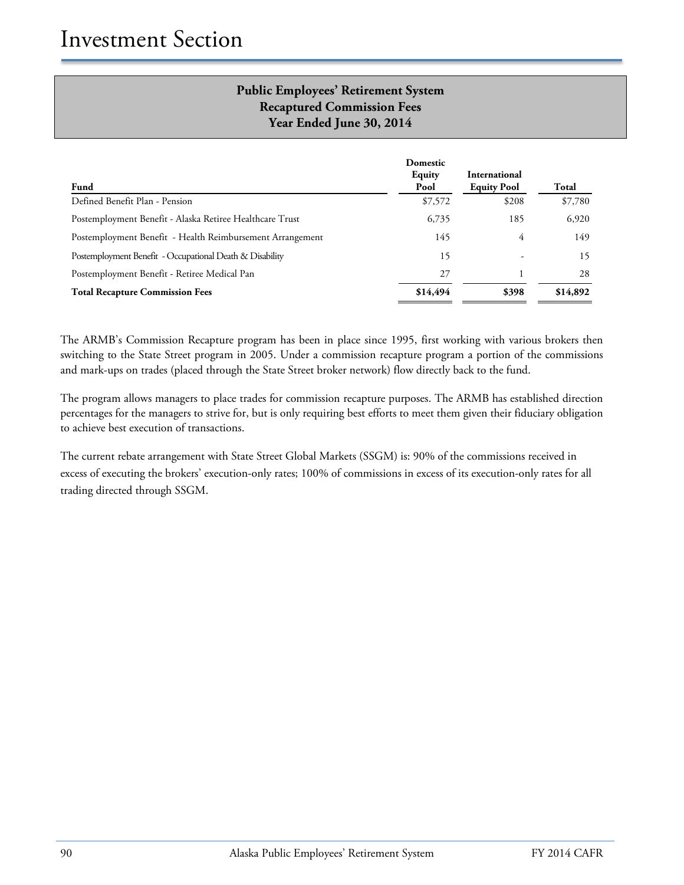# Investment Section

## Public Employees' Retirement System
## Recaptured Commission Fees
## Year Ended June 30, 2014

| Fund | Domestic Equity Pool | International Equity Pool | Total |
|---|---|---|---|
| Defined Benefit Plan - Pension | $7,572 | $208 | $7,780 |
| Postemployment Benefit - Alaska Retiree Healthcare Trust | 6,735 | 185 | 6,920 |
| Postemployment Benefit - Health Reimbursement Arrangement | 145 | 4 | 149 |
| Postemployment Benefit - Occupational Death & Disability | 15 | - | 15 |
| Postemployment Benefit - Retiree Medical Pan | 27 | 1 | 28 |
| **Total Recapture Commission Fees** | **$14,494** | **$398** | **$14,892** |

The ARMB's Commission Recapture program has been in place since 1995, first working with various brokers then switching to the State Street program in 2005. Under a commission recapture program a portion of the commissions and mark-ups on trades (placed through the State Street broker network) flow directly back to the fund.

The program allows managers to place trades for commission recapture purposes. The ARMB has established direction percentages for the managers to strive for, but is only requiring best efforts to meet them given their fiduciary obligation to achieve best execution of transactions.

The current rebate arrangement with State Street Global Markets (SSGM) is: 90% of the commissions received in excess of executing the brokers' execution-only rates; 100% of commissions in excess of its execution-only rates for all trading directed through SSGM.